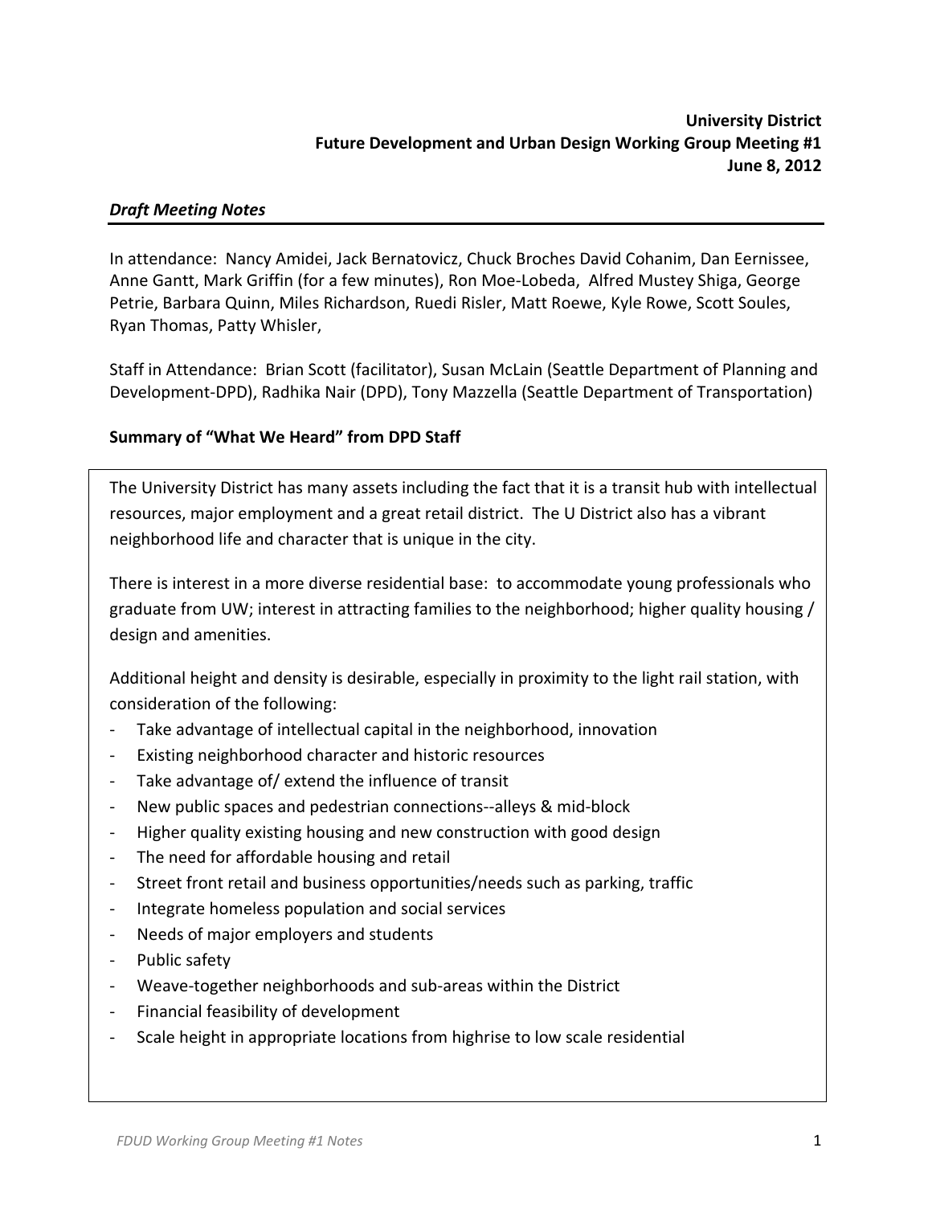**University District**
**Future Development and Urban Design Working Group Meeting #1**
**June 8, 2012**

***Draft Meeting Notes***

In attendance: Nancy Amidei, Jack Bernatovicz, Chuck Broches David Cohanim, Dan Eernissee, Anne Gantt, Mark Griffin (for a few minutes), Ron Moe-Lobeda, Alfred Mustey Shiga, George Petrie, Barbara Quinn, Miles Richardson, Ruedi Risler, Matt Roewe, Kyle Rowe, Scott Soules, Ryan Thomas, Patty Whisler,

Staff in Attendance: Brian Scott (facilitator), Susan McLain (Seattle Department of Planning and Development-DPD), Radhika Nair (DPD), Tony Mazzella (Seattle Department of Transportation)

**Summary of "What We Heard" from DPD Staff**

The University District has many assets including the fact that it is a transit hub with intellectual resources, major employment and a great retail district. The U District also has a vibrant neighborhood life and character that is unique in the city.

There is interest in a more diverse residential base: to accommodate young professionals who graduate from UW; interest in attracting families to the neighborhood; higher quality housing / design and amenities.

Additional height and density is desirable, especially in proximity to the light rail station, with consideration of the following:

- Take advantage of intellectual capital in the neighborhood, innovation
- Existing neighborhood character and historic resources
- Take advantage of/ extend the influence of transit
- New public spaces and pedestrian connections--alleys & mid-block
- Higher quality existing housing and new construction with good design
- The need for affordable housing and retail
- Street front retail and business opportunities/needs such as parking, traffic
- Integrate homeless population and social services
- Needs of major employers and students
- Public safety
- Weave-together neighborhoods and sub-areas within the District
- Financial feasibility of development
- Scale height in appropriate locations from highrise to low scale residential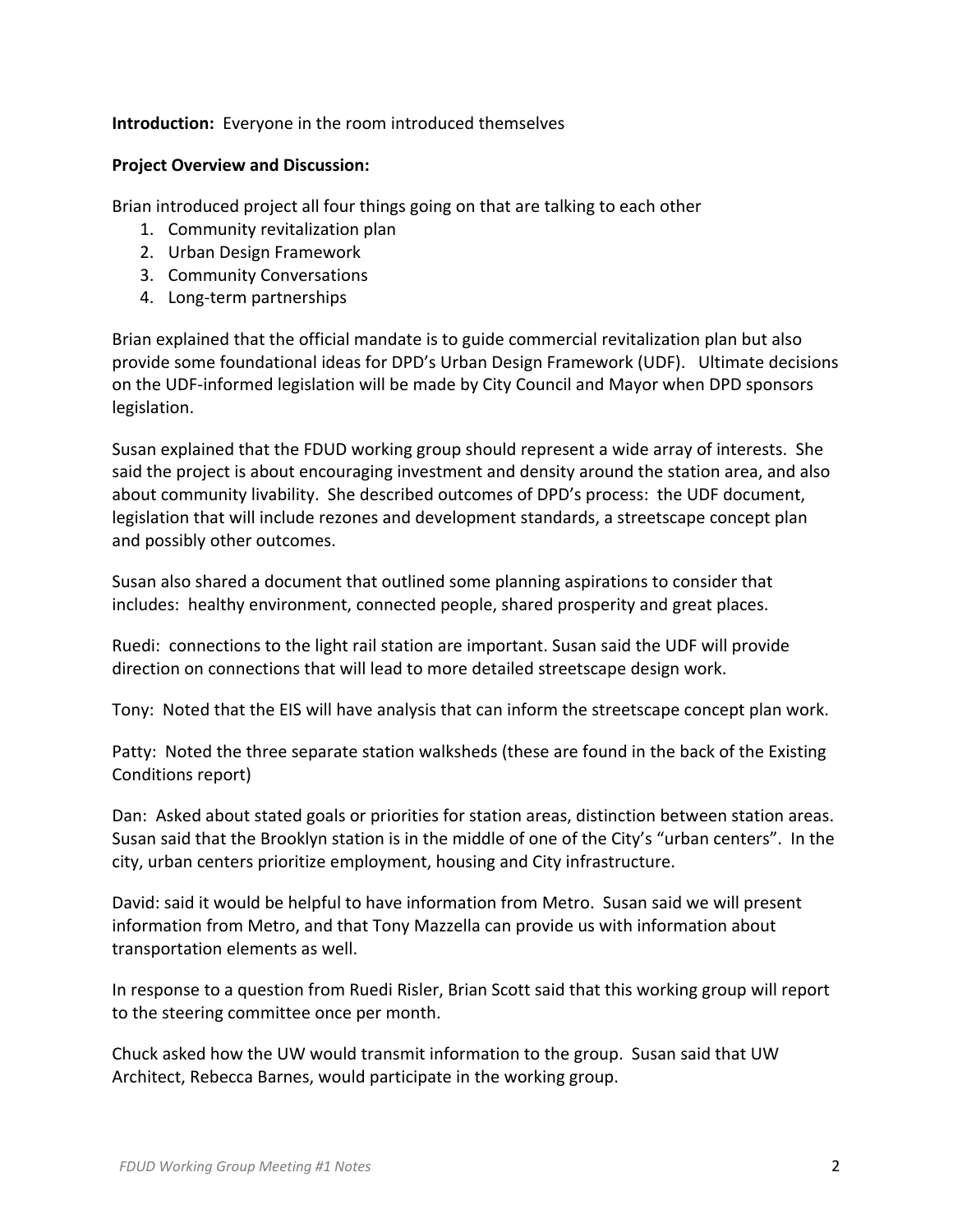**Introduction:** Everyone in the room introduced themselves

**Project Overview and Discussion:**

Brian introduced project all four things going on that are talking to each other

1. Community revitalization plan
2. Urban Design Framework
3. Community Conversations
4. Long-term partnerships

Brian explained that the official mandate is to guide commercial revitalization plan but also provide some foundational ideas for DPD's Urban Design Framework (UDF). Ultimate decisions on the UDF-informed legislation will be made by City Council and Mayor when DPD sponsors legislation.

Susan explained that the FDUD working group should represent a wide array of interests. She said the project is about encouraging investment and density around the station area, and also about community livability. She described outcomes of DPD's process: the UDF document, legislation that will include rezones and development standards, a streetscape concept plan and possibly other outcomes.

Susan also shared a document that outlined some planning aspirations to consider that includes: healthy environment, connected people, shared prosperity and great places.

Ruedi: connections to the light rail station are important. Susan said the UDF will provide direction on connections that will lead to more detailed streetscape design work.

Tony: Noted that the EIS will have analysis that can inform the streetscape concept plan work.

Patty: Noted the three separate station walksheds (these are found in the back of the Existing Conditions report)

Dan: Asked about stated goals or priorities for station areas, distinction between station areas. Susan said that the Brooklyn station is in the middle of one of the City's "urban centers". In the city, urban centers prioritize employment, housing and City infrastructure.

David: said it would be helpful to have information from Metro. Susan said we will present information from Metro, and that Tony Mazzella can provide us with information about transportation elements as well.

In response to a question from Ruedi Risler, Brian Scott said that this working group will report to the steering committee once per month.

Chuck asked how the UW would transmit information to the group. Susan said that UW Architect, Rebecca Barnes, would participate in the working group.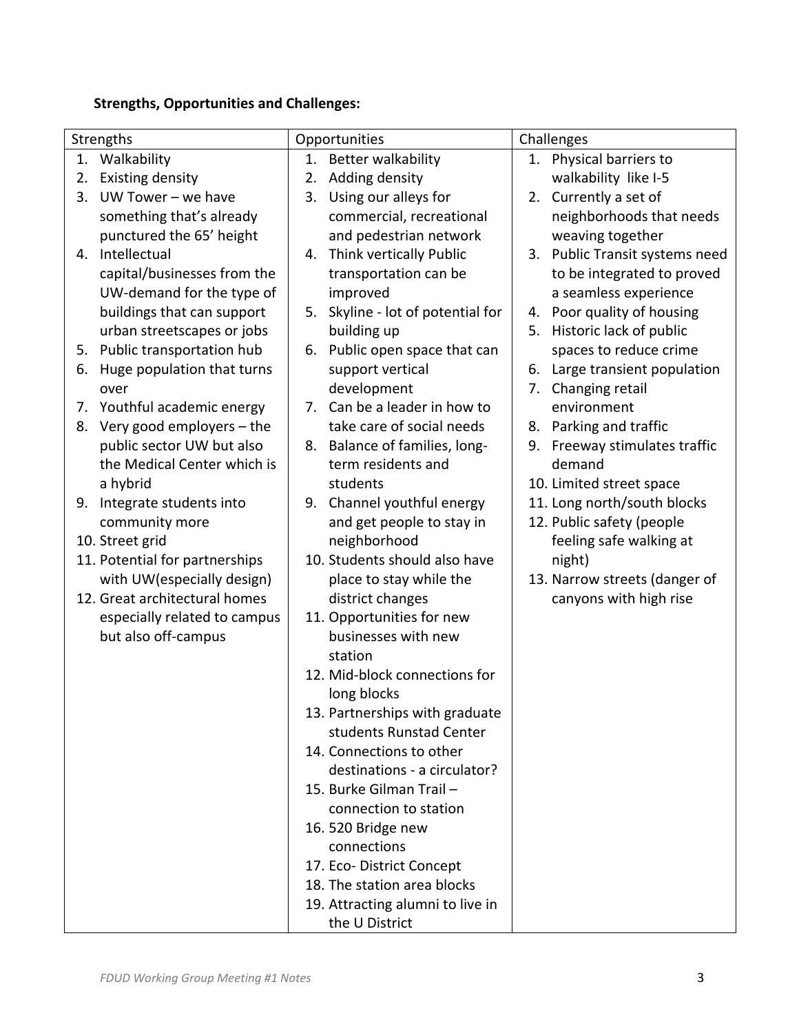**Strengths, Opportunities and Challenges:**

| Strengths | Opportunities | Challenges |
| --- | --- | --- |
| 1. Walkability<br>2. Existing density<br>3. UW Tower – we have something that's already punctured the 65' height<br>4. Intellectual capital/businesses from the UW-demand for the type of buildings that can support urban streetscapes or jobs<br>5. Public transportation hub<br>6. Huge population that turns over<br>7. Youthful academic energy<br>8. Very good employers – the public sector UW but also the Medical Center which is a hybrid<br>9. Integrate students into community more<br>10. Street grid<br>11. Potential for partnerships with UW(especially design)<br>12. Great architectural homes especially related to campus but also off-campus | 1. Better walkability<br>2. Adding density<br>3. Using our alleys for commercial, recreational and pedestrian network<br>4. Think vertically Public transportation can be improved<br>5. Skyline - lot of potential for building up<br>6. Public open space that can support vertical development<br>7. Can be a leader in how to take care of social needs<br>8. Balance of families, long-term residents and students<br>9. Channel youthful energy and get people to stay in neighborhood<br>10. Students should also have place to stay while the district changes<br>11. Opportunities for new businesses with new station<br>12. Mid-block connections for long blocks<br>13. Partnerships with graduate students Runstad Center<br>14. Connections to other destinations - a circulator?<br>15. Burke Gilman Trail – connection to station<br>16. 520 Bridge new connections<br>17. Eco- District Concept<br>18. The station area blocks<br>19. Attracting alumni to live in the U District | 1. Physical barriers to walkability like I-5<br>2. Currently a set of neighborhoods that needs weaving together<br>3. Public Transit systems need to be integrated to proved a seamless experience<br>4. Poor quality of housing<br>5. Historic lack of public spaces to reduce crime<br>6. Large transient population<br>7. Changing retail environment<br>8. Parking and traffic<br>9. Freeway stimulates traffic demand<br>10. Limited street space<br>11. Long north/south blocks<br>12. Public safety (people feeling safe walking at night)<br>13. Narrow streets (danger of canyons with high rise |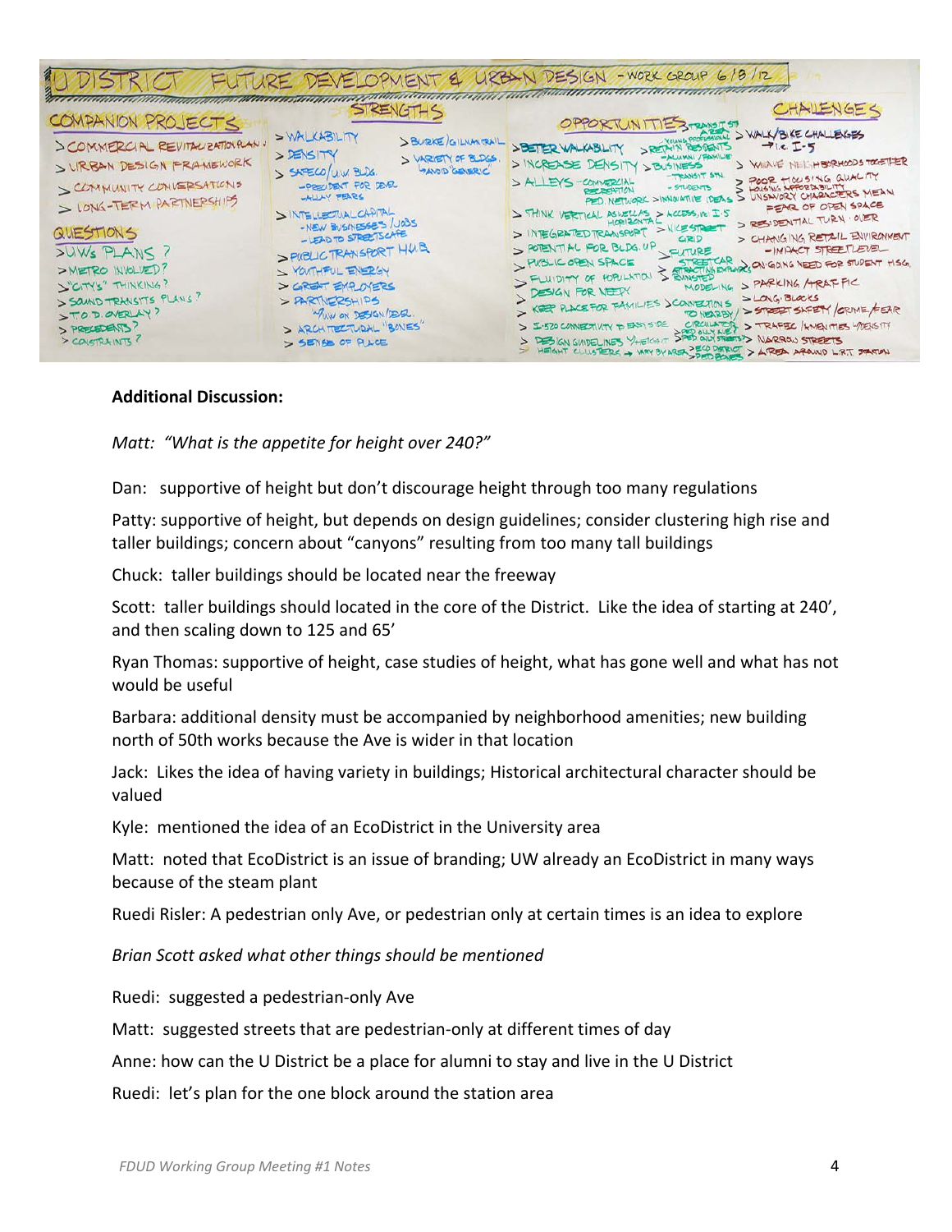U DISTRICT FUTURE DEVELOPMENT & URBAN DESIGN - WORK GROUP 6/8/12

COMPANION PROJECTS
> COMMERCIAL REVITALIZATION PLAN
> URBAN DESIGN FRAMEWORK
> COMMUNITY CONVERSATIONS
> LONG-TERM PARTNERSHIPS

QUESTIONS
> UWs PLANS?
> METRO INVOLVED?
> "CITY'S" THINKING?
> SOUND TRANSIT'S PLANS?
> T.O.D. OVERLAY?
> PRECEDENTS?
> CONSTRAINTS?

STRENGTHS
> WALKABILITY
> DENSITY
> SAFECO/U.W. BLDG. - PRECEDENT FOR DEVEL. - ALLAY FEARS
> INTELLECTUAL CAPITAL - NEW BUSINESSES/JOBS - LEAD TO STREETSCAPE
> PUBLIC TRANSPORT HUB
> YOUTHFUL ENERGY
> GREAT EMPLOYERS
> PARTNERSHIPS W/UW ON DESIGN/DEVEL.
> ARCHITECTURAL "BONES"
> SENSE OF PLACE
> BURKE/GILMAN TRAIL
> VARIETY OF BLDGS. AVOID "GENERIC"

OPPORTUNITIES
> BETTER WALKABILITY
> RETAIN RESIDENTS - YOUNG PROFESSIONAL - ALUMNI/FAMILIE
> INCREASE DENSITY
> BUSINESS - TRANSIT STN. - STUDENTS - INNOVATIVE IDEAS
> ALLEYS - COMMERCIAL - RECREATION - PED. NETWORK
> THINK VERTICAL AS WELL AS HORIZONTAL
> ACCESS, i.e. I-5
> INTEGRATED TRANSPORT
> NICE STREET GRID
> POTENTIAL FOR BLDG. UP
> FUTURE STREETCAR
> PUBLIC OPEN SPACE
> ATTRACTING EMPLOYERS
> FLUIDITY OF POPULATION
> DESIGN FOR NEEDY
> EMPLOYER MODELING
> KEEP PLACE FOR FAMILIES
> CONNECTIONS TO NEARBY
> I-520 CONNECTIVITY TO EASTSIDE
> CIRCULATOR
> DESIGN GUIDELINES - HEIGHT - HEIGHT CLUSTERS - VARY BY AREA
> PED ONLY STREETS - PED ONLY AVE?
> ECO DISTRICT - PED ZONES

CHALLENGES
> WALK/BIKE CHALLENGES - i.e. I-5
> WEAVE NEIGHBORHOODS TOGETHER
> POOR HOUSING QUALITY
> HOUSING AFFORDABILITY
> UNSAVORY CHARACTERS MEAN FEAR OF OPEN SPACE
> RESIDENTIAL TURN-OVER
> CHANGING RETAIL ENVIRONMENT - IMPACT STREETLEVEL
> ON GOING NEED FOR STUDENT HSG.
> PARKING/TRAFFIC
> LONG BLOCKS
> STREET SAFETY/CRIME/FEAR
> TRAFFIC/AMENITIES/DENSITY
> NARROW STREETS
> AREA AROUND LRT STATION

**Additional Discussion:**

*Matt: "What is the appetite for height over 240?"*

Dan: supportive of height but don't discourage height through too many regulations

Patty: supportive of height, but depends on design guidelines; consider clustering high rise and taller buildings; concern about "canyons" resulting from too many tall buildings

Chuck: taller buildings should be located near the freeway

Scott: taller buildings should located in the core of the District. Like the idea of starting at 240', and then scaling down to 125 and 65'

Ryan Thomas: supportive of height, case studies of height, what has gone well and what has not would be useful

Barbara: additional density must be accompanied by neighborhood amenities; new building north of 50th works because the Ave is wider in that location

Jack: Likes the idea of having variety in buildings; Historical architectural character should be valued

Kyle: mentioned the idea of an EcoDistrict in the University area

Matt: noted that EcoDistrict is an issue of branding; UW already an EcoDistrict in many ways because of the steam plant

Ruedi Risler: A pedestrian only Ave, or pedestrian only at certain times is an idea to explore

*Brian Scott asked what other things should be mentioned*

Ruedi: suggested a pedestrian-only Ave

Matt: suggested streets that are pedestrian-only at different times of day

Anne: how can the U District be a place for alumni to stay and live in the U District

Ruedi: let's plan for the one block around the station area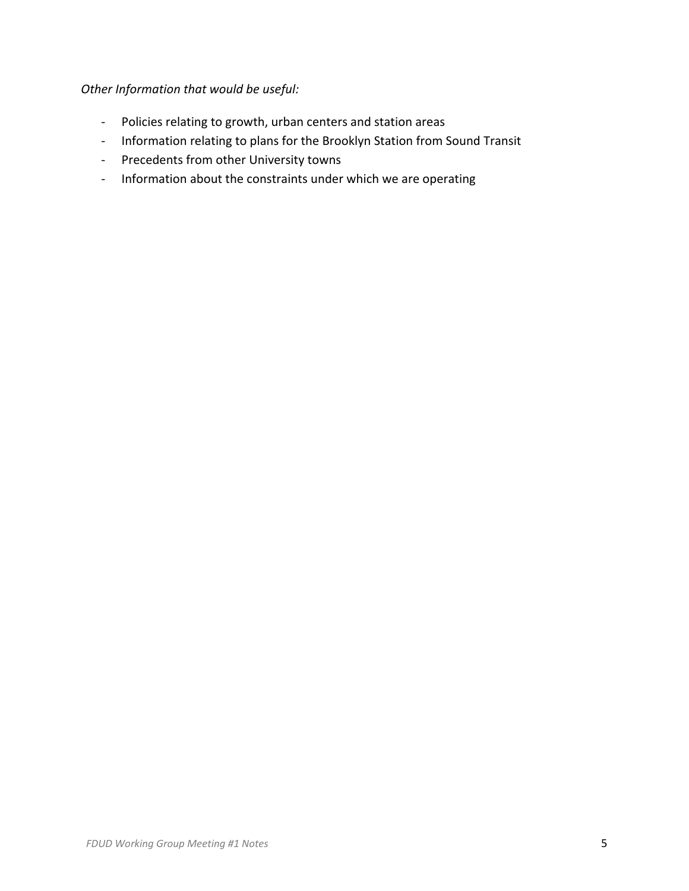*Other Information that would be useful:*

- Policies relating to growth, urban centers and station areas
- Information relating to plans for the Brooklyn Station from Sound Transit
- Precedents from other University towns
- Information about the constraints under which we are operating